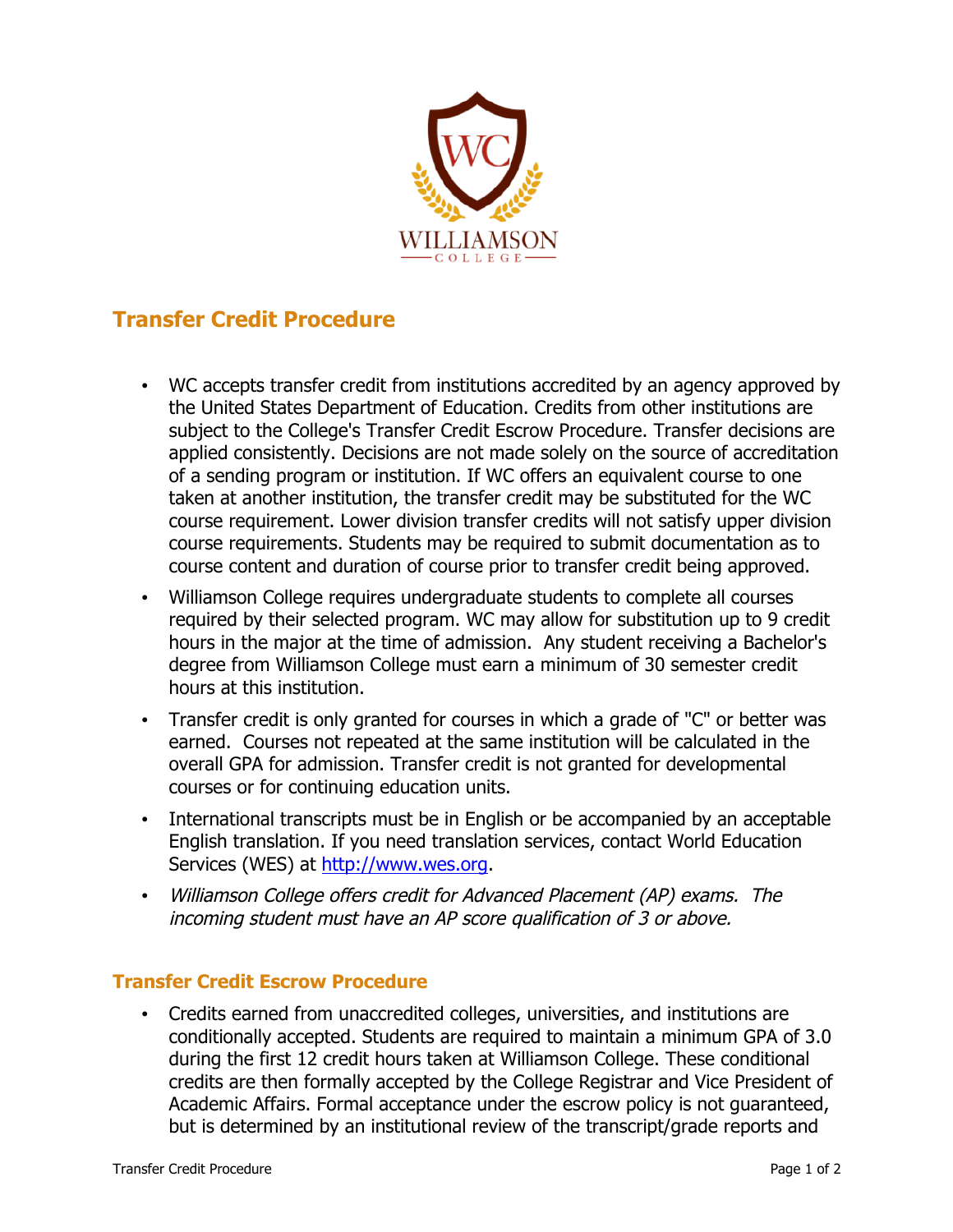## Transfer Credit Procedure

- WC accepts transfer credit from institutions accredited by an agency approved by the United States Department of Education. Credits from other institutions are subject to the College's Transfer Credit Escrow Procedure. Transfer decisions are applied consistently. Decisions are not made solely on the source of accreditation of a sending program or institution. If WC offers an equivalent course to one taken at another institution, the transfer credit may be substituted for the WC course requirement. Lower division transfer credits will not satisfy upper division course requirements. Students may be required to submit documentation as to course content and duration of course prior to transfer credit being approved.
- Williamson College requires undergraduate students to complete all courses required by their selected program. WC may allow for substitution up to 9 credit hours in the major at the time of admission. Any student receiving a Bachelor's degree from Williamson College must earn a minimum of 30 semester credit hours at this institution.
- Transfer credit is only granted for courses in which a grade of "C" or better was earned. Courses not repeated at the same institution will be calculated in the overall GPA for admission. Transfer credit is not granted for developmental courses or for continuing education units.
- International transcripts must be in English or be accompanied by an acceptable English translation. If you need translation services, contact World Education Services (WES) at [http://www.wes.org](http://www.wes.org).
- *Williamson College offers credit for Advanced Placement (AP) exams. The incoming student must have an AP score qualification of 3 or above.*

### Transfer Credit Escrow Procedure

- Credits earned from unaccredited colleges, universities, and institutions are conditionally accepted. Students are required to maintain a minimum GPA of 3.0 during the first 12 credit hours taken at Williamson College. These conditional credits are then formally accepted by the College Registrar and Vice President of Academic Affairs. Formal acceptance under the escrow policy is not guaranteed, but is determined by an institutional review of the transcript/grade reports and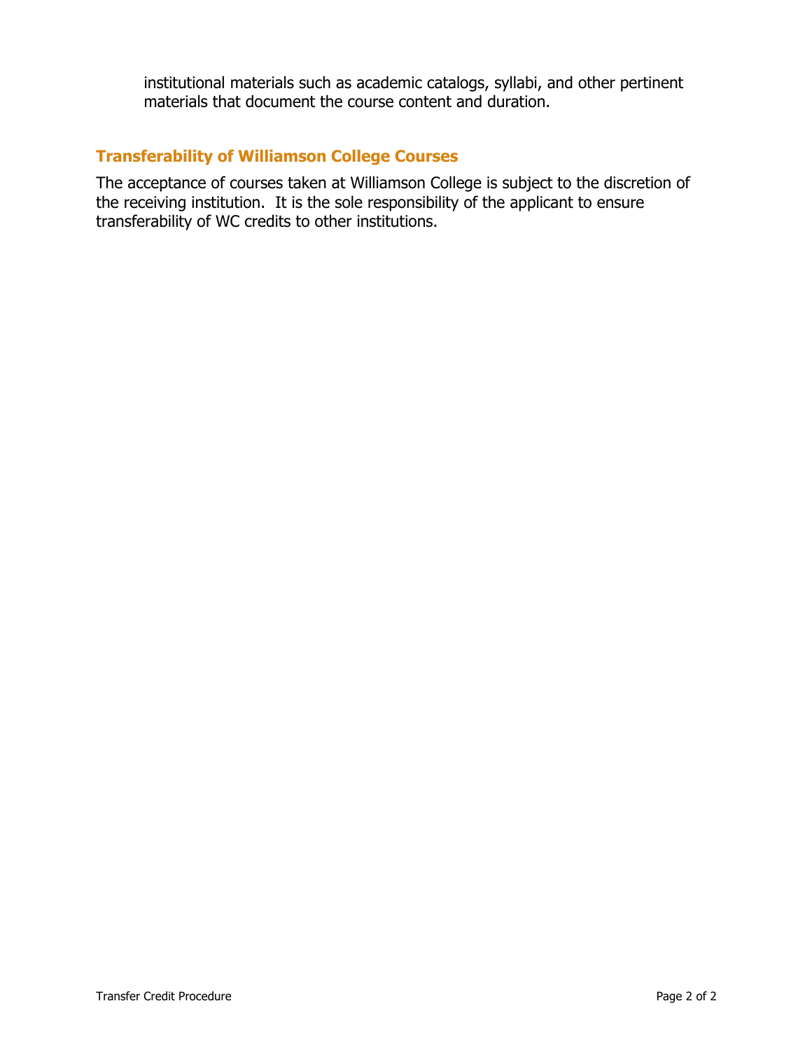institutional materials such as academic catalogs, syllabi, and other pertinent materials that document the course content and duration.

## Transferability of Williamson College Courses

The acceptance of courses taken at Williamson College is subject to the discretion of the receiving institution. It is the sole responsibility of the applicant to ensure transferability of WC credits to other institutions.